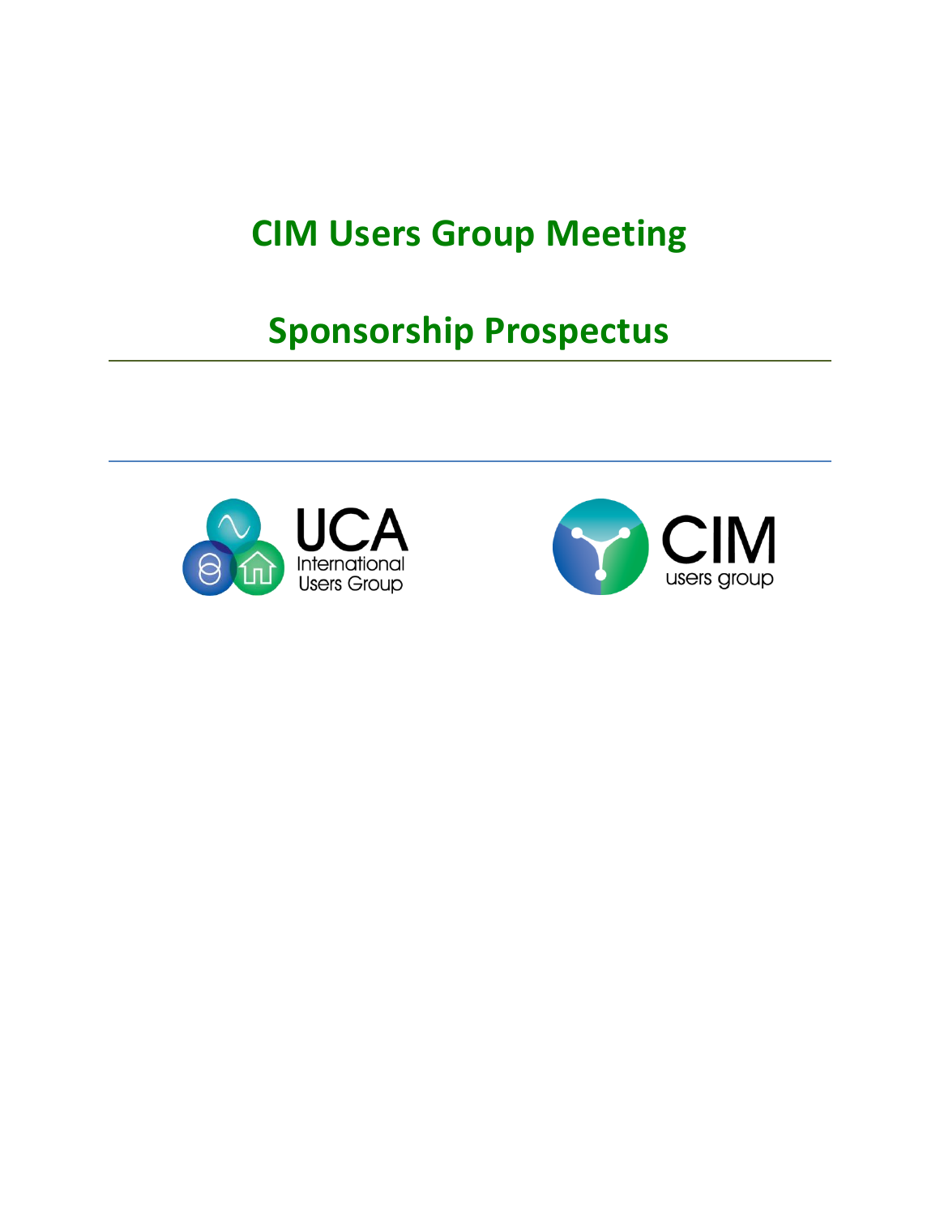# CIM Users Group Meeting

# Sponsorship Prospectus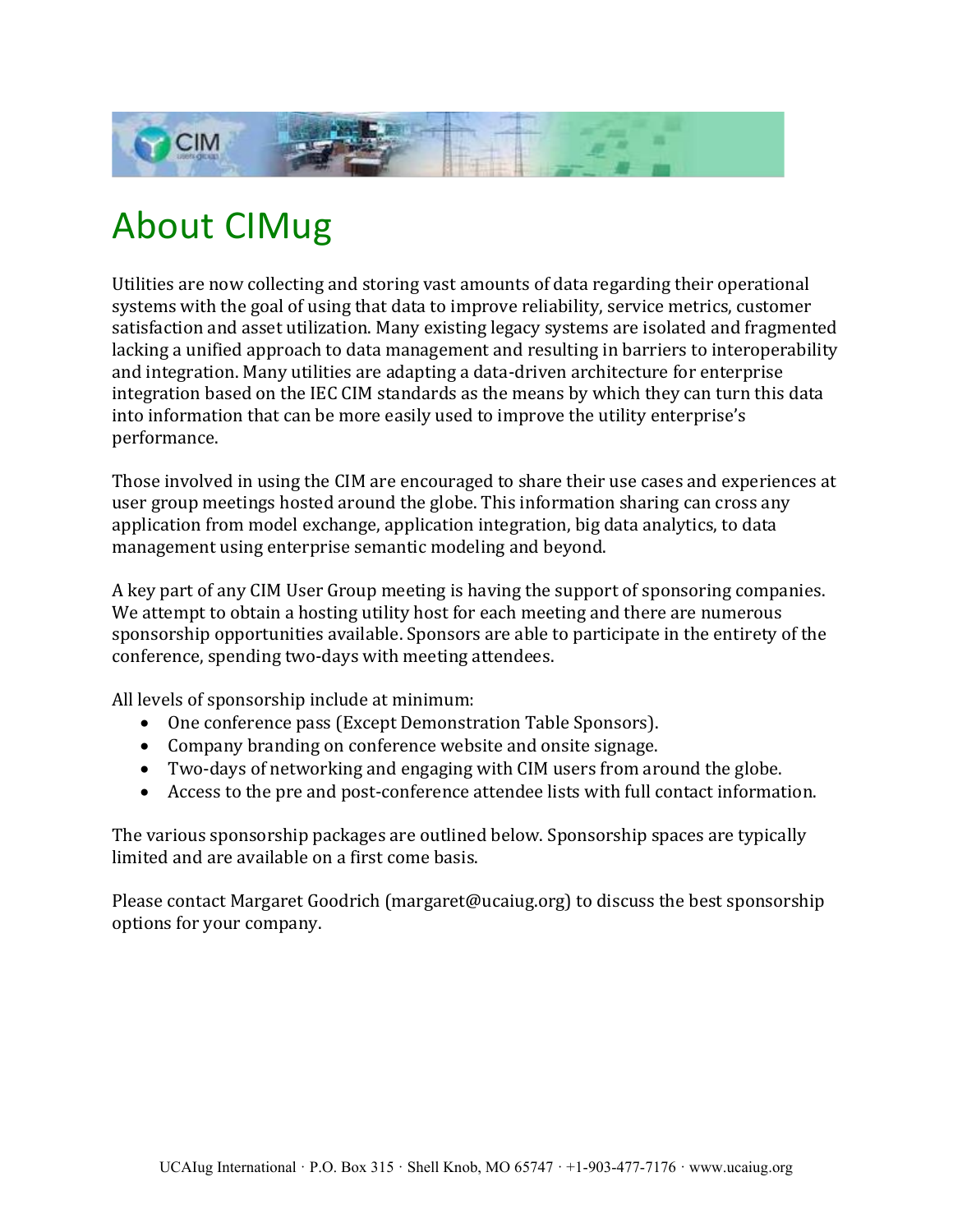# About CIMug

Utilities are now collecting and storing vast amounts of data regarding their operational systems with the goal of using that data to improve reliability, service metrics, customer satisfaction and asset utilization. Many existing legacy systems are isolated and fragmented lacking a unified approach to data management and resulting in barriers to interoperability and integration. Many utilities are adapting a data-driven architecture for enterprise integration based on the IEC CIM standards as the means by which they can turn this data into information that can be more easily used to improve the utility enterprise's performance.

Those involved in using the CIM are encouraged to share their use cases and experiences at user group meetings hosted around the globe. This information sharing can cross any application from model exchange, application integration, big data analytics, to data management using enterprise semantic modeling and beyond.

A key part of any CIM User Group meeting is having the support of sponsoring companies. We attempt to obtain a hosting utility host for each meeting and there are numerous sponsorship opportunities available. Sponsors are able to participate in the entirety of the conference, spending two-days with meeting attendees.

All levels of sponsorship include at minimum:

- One conference pass (Except Demonstration Table Sponsors).
- Company branding on conference website and onsite signage.
- Two-days of networking and engaging with CIM users from around the globe.
- Access to the pre and post-conference attendee lists with full contact information.

The various sponsorship packages are outlined below. Sponsorship spaces are typically limited and are available on a first come basis.

Please contact Margaret Goodrich (margaret@ucaiug.org) to discuss the best sponsorship options for your company.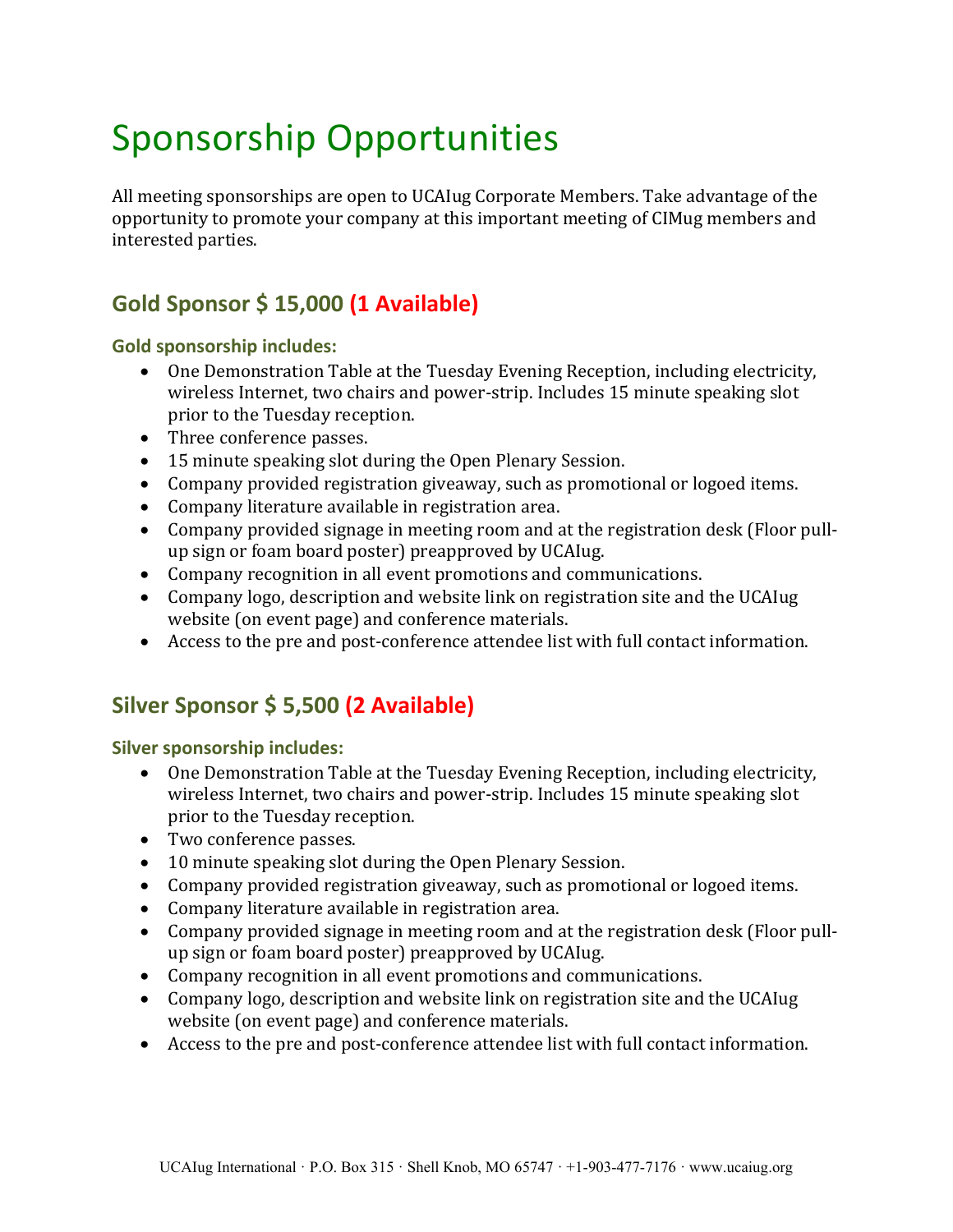# Sponsorship Opportunities

All meeting sponsorships are open to UCAIug Corporate Members. Take advantage of the opportunity to promote your company at this important meeting of CIMug members and interested parties.

## Gold Sponsor $ 15,000 (1 Available)

### Gold sponsorship includes:

- One Demonstration Table at the Tuesday Evening Reception, including electricity, wireless Internet, two chairs and power-strip. Includes 15 minute speaking slot prior to the Tuesday reception.
- Three conference passes.
- 15 minute speaking slot during the Open Plenary Session.
- Company provided registration giveaway, such as promotional or logoed items.
- Company literature available in registration area.
- Company provided signage in meeting room and at the registration desk (Floor pull-up sign or foam board poster) preapproved by UCAIug.
- Company recognition in all event promotions and communications.
- Company logo, description and website link on registration site and the UCAIug website (on event page) and conference materials.
- Access to the pre and post-conference attendee list with full contact information.

## Silver Sponsor $ 5,500 (2 Available)

### Silver sponsorship includes:

- One Demonstration Table at the Tuesday Evening Reception, including electricity, wireless Internet, two chairs and power-strip. Includes 15 minute speaking slot prior to the Tuesday reception.
- Two conference passes.
- 10 minute speaking slot during the Open Plenary Session.
- Company provided registration giveaway, such as promotional or logoed items.
- Company literature available in registration area.
- Company provided signage in meeting room and at the registration desk (Floor pull-up sign or foam board poster) preapproved by UCAIug.
- Company recognition in all event promotions and communications.
- Company logo, description and website link on registration site and the UCAIug website (on event page) and conference materials.
- Access to the pre and post-conference attendee list with full contact information.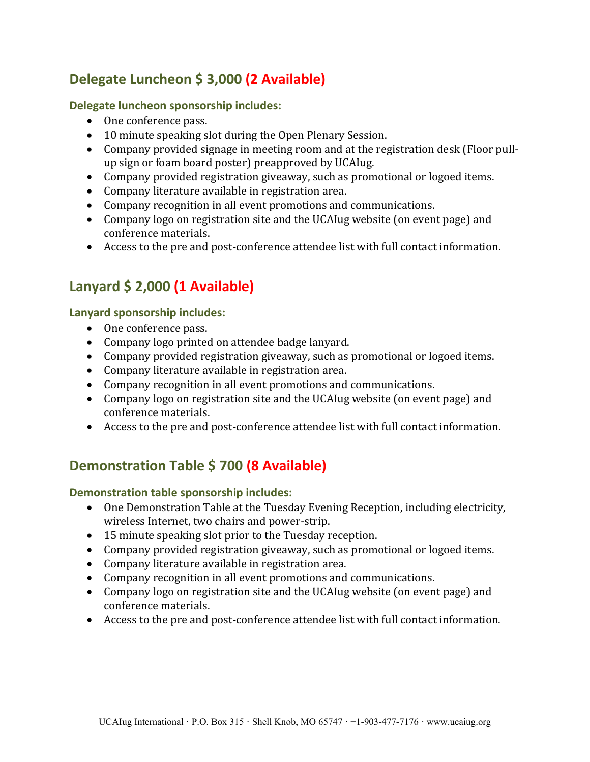## Delegate Luncheon $ 3,000 (2 Available)

### Delegate luncheon sponsorship includes:

- One conference pass.
- 10 minute speaking slot during the Open Plenary Session.
- Company provided signage in meeting room and at the registration desk (Floor pull-up sign or foam board poster) preapproved by UCAIug.
- Company provided registration giveaway, such as promotional or logoed items.
- Company literature available in registration area.
- Company recognition in all event promotions and communications.
- Company logo on registration site and the UCAIug website (on event page) and conference materials.
- Access to the pre and post-conference attendee list with full contact information.

## Lanyard $ 2,000 (1 Available)

### Lanyard sponsorship includes:

- One conference pass.
- Company logo printed on attendee badge lanyard.
- Company provided registration giveaway, such as promotional or logoed items.
- Company literature available in registration area.
- Company recognition in all event promotions and communications.
- Company logo on registration site and the UCAIug website (on event page) and conference materials.
- Access to the pre and post-conference attendee list with full contact information.

## Demonstration Table $ 700 (8 Available)

### Demonstration table sponsorship includes:

- One Demonstration Table at the Tuesday Evening Reception, including electricity, wireless Internet, two chairs and power-strip.
- 15 minute speaking slot prior to the Tuesday reception.
- Company provided registration giveaway, such as promotional or logoed items.
- Company literature available in registration area.
- Company recognition in all event promotions and communications.
- Company logo on registration site and the UCAIug website (on event page) and conference materials.
- Access to the pre and post-conference attendee list with full contact information.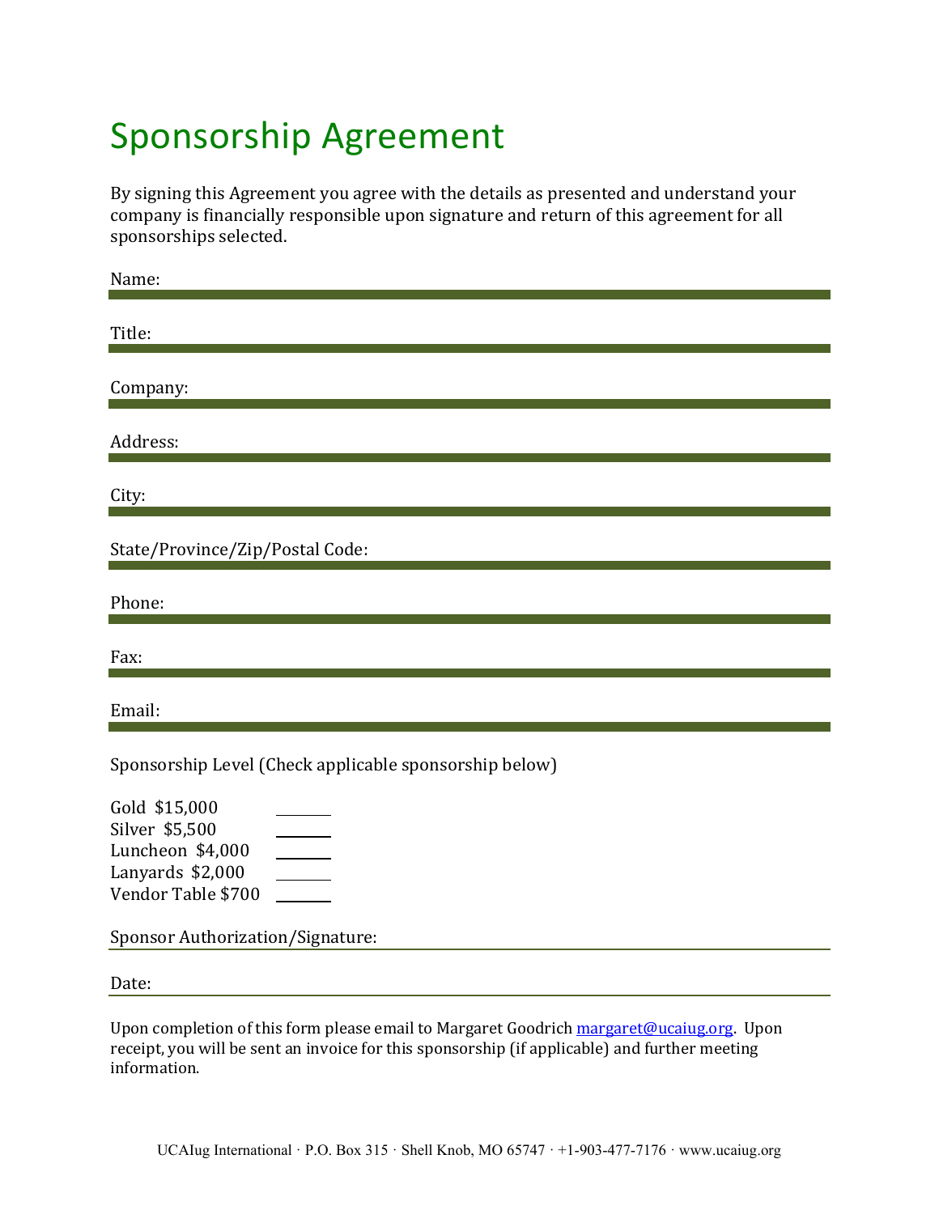# Sponsorship Agreement

By signing this Agreement you agree with the details as presented and understand your company is financially responsible upon signature and return of this agreement for all sponsorships selected.

Name:

Title:

Company:

Address:

City:

State/Province/Zip/Postal Code:

Phone:

Fax:

Email:

Sponsorship Level (Check applicable sponsorship below)

Gold $15,000 ______
Silver $5,500 ______
Luncheon $4,000 ______
Lanyards $2,000 ______
Vendor Table $700 ______

Sponsor Authorization/Signature:

Date:

Upon completion of this form please email to Margaret Goodrich margaret@ucaiug.org. Upon receipt, you will be sent an invoice for this sponsorship (if applicable) and further meeting information.

UCAIug International · P.O. Box 315 · Shell Knob, MO 65747 · +1-903-477-7176 · www.ucaiug.org